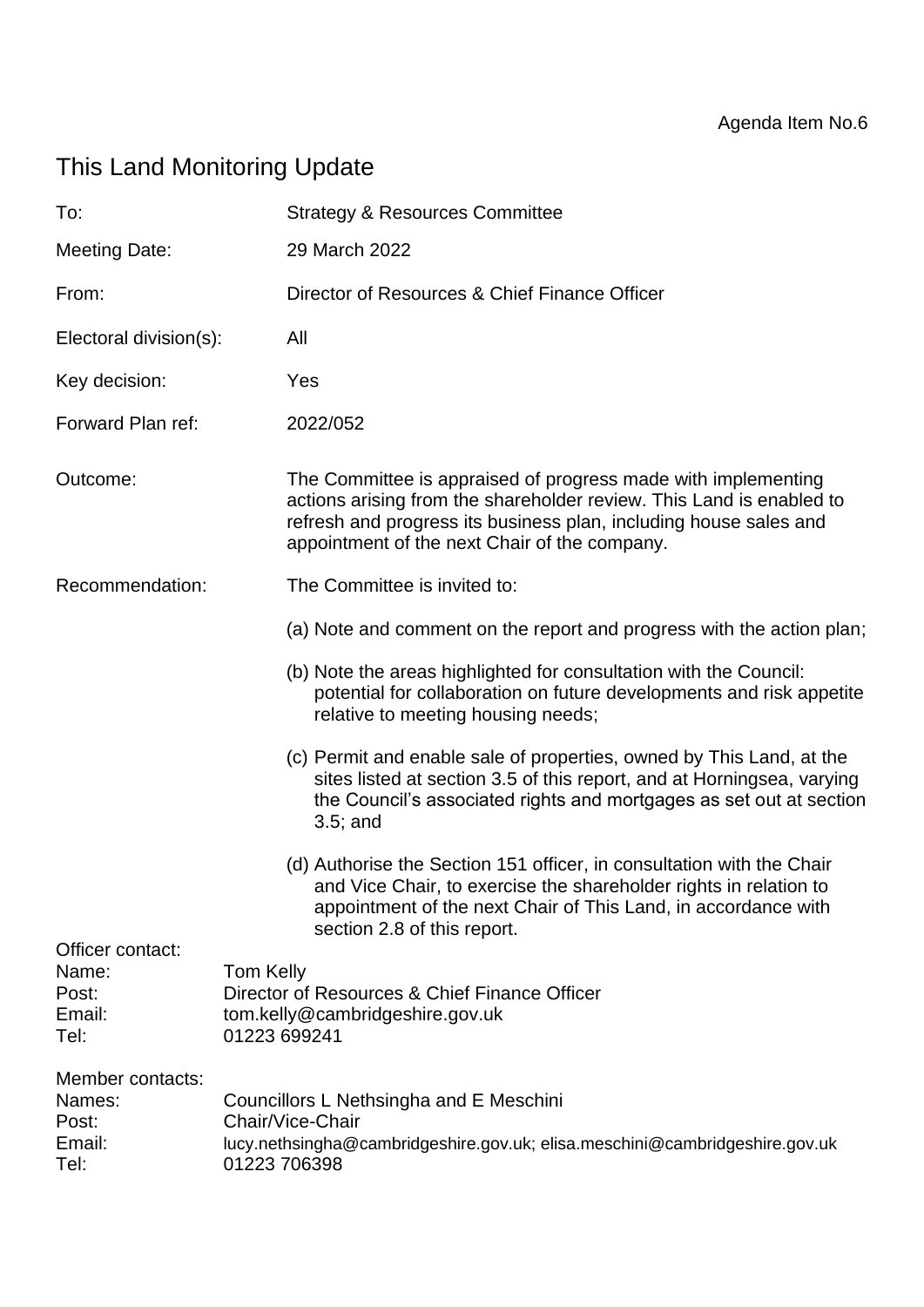Agenda Item No.6

# This Land Monitoring Update

| | |
|---|---|
| To: | Strategy & Resources Committee |
| Meeting Date: | 29 March 2022 |
| From: | Director of Resources & Chief Finance Officer |
| Electoral division(s): | All |
| Key decision: | Yes |
| Forward Plan ref: | 2022/052 |
| Outcome: | The Committee is appraised of progress made with implementing actions arising from the shareholder review. This Land is enabled to refresh and progress its business plan, including house sales and appointment of the next Chair of the company. |

Recommendation: The Committee is invited to:

(a) Note and comment on the report and progress with the action plan;

(b) Note the areas highlighted for consultation with the Council: potential for collaboration on future developments and risk appetite relative to meeting housing needs;

(c) Permit and enable sale of properties, owned by This Land, at the sites listed at section 3.5 of this report, and at Horningsea, varying the Council's associated rights and mortgages as set out at section 3.5; and

(d) Authorise the Section 151 officer, in consultation with the Chair and Vice Chair, to exercise the shareholder rights in relation to appointment of the next Chair of This Land, in accordance with section 2.8 of this report.

Officer contact:
Name: Tom Kelly
Post: Director of Resources & Chief Finance Officer
Email: tom.kelly@cambridgeshire.gov.uk
Tel: 01223 699241

Member contacts:
Names: Councillors L Nethsingha and E Meschini
Post: Chair/Vice-Chair
Email: lucy.nethsingha@cambridgeshire.gov.uk; elisa.meschini@cambridgeshire.gov.uk
Tel: 01223 706398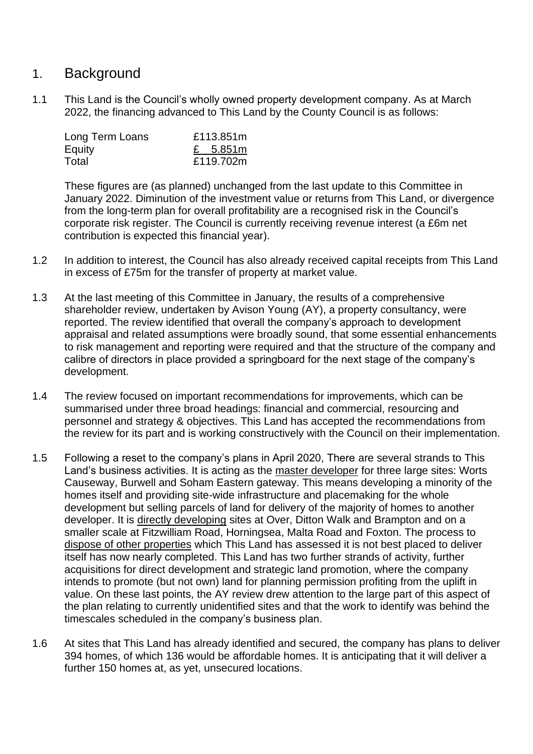## 1. Background

1.1 This Land is the Council's wholly owned property development company. As at March 2022, the financing advanced to This Land by the County Council is as follows:

| | |
|---|---|
| Long Term Loans | £113.851m |
| Equity | £ 5.851m |
| Total | £119.702m |

These figures are (as planned) unchanged from the last update to this Committee in January 2022. Diminution of the investment value or returns from This Land, or divergence from the long-term plan for overall profitability are a recognised risk in the Council's corporate risk register. The Council is currently receiving revenue interest (a £6m net contribution is expected this financial year).

1.2 In addition to interest, the Council has also already received capital receipts from This Land in excess of £75m for the transfer of property at market value.

1.3 At the last meeting of this Committee in January, the results of a comprehensive shareholder review, undertaken by Avison Young (AY), a property consultancy, were reported. The review identified that overall the company's approach to development appraisal and related assumptions were broadly sound, that some essential enhancements to risk management and reporting were required and that the structure of the company and calibre of directors in place provided a springboard for the next stage of the company's development.

1.4 The review focused on important recommendations for improvements, which can be summarised under three broad headings: financial and commercial, resourcing and personnel and strategy & objectives. This Land has accepted the recommendations from the review for its part and is working constructively with the Council on their implementation.

1.5 Following a reset to the company's plans in April 2020, There are several strands to This Land's business activities. It is acting as the master developer for three large sites: Worts Causeway, Burwell and Soham Eastern gateway. This means developing a minority of the homes itself and providing site-wide infrastructure and placemaking for the whole development but selling parcels of land for delivery of the majority of homes to another developer. It is directly developing sites at Over, Ditton Walk and Brampton and on a smaller scale at Fitzwilliam Road, Horningsea, Malta Road and Foxton. The process to dispose of other properties which This Land has assessed it is not best placed to deliver itself has now nearly completed. This Land has two further strands of activity, further acquisitions for direct development and strategic land promotion, where the company intends to promote (but not own) land for planning permission profiting from the uplift in value. On these last points, the AY review drew attention to the large part of this aspect of the plan relating to currently unidentified sites and that the work to identify was behind the timescales scheduled in the company's business plan.

1.6 At sites that This Land has already identified and secured, the company has plans to deliver 394 homes, of which 136 would be affordable homes. It is anticipating that it will deliver a further 150 homes at, as yet, unsecured locations.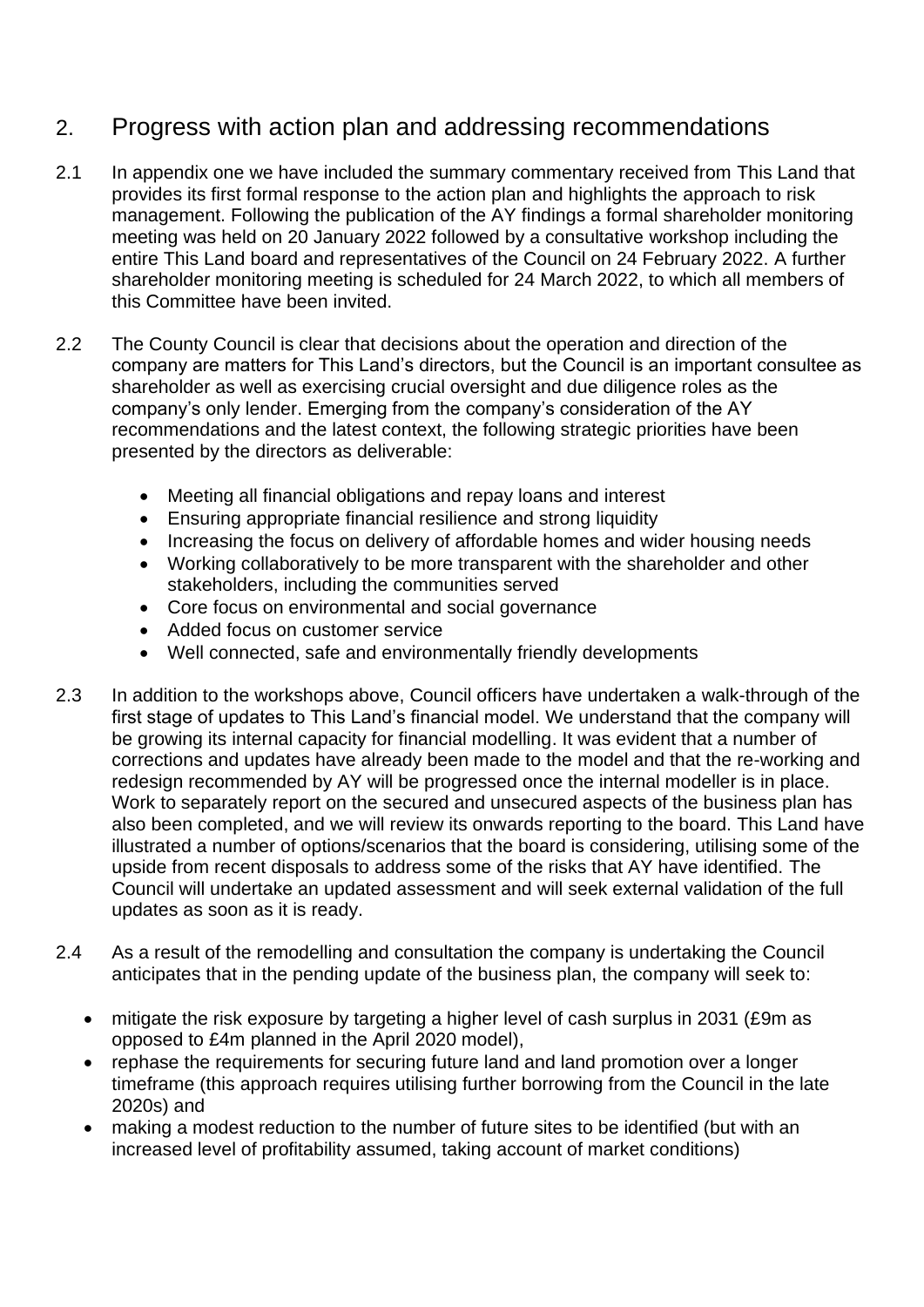## 2. Progress with action plan and addressing recommendations

2.1 In appendix one we have included the summary commentary received from This Land that provides its first formal response to the action plan and highlights the approach to risk management. Following the publication of the AY findings a formal shareholder monitoring meeting was held on 20 January 2022 followed by a consultative workshop including the entire This Land board and representatives of the Council on 24 February 2022. A further shareholder monitoring meeting is scheduled for 24 March 2022, to which all members of this Committee have been invited.

2.2 The County Council is clear that decisions about the operation and direction of the company are matters for This Land's directors, but the Council is an important consultee as shareholder as well as exercising crucial oversight and due diligence roles as the company's only lender. Emerging from the company's consideration of the AY recommendations and the latest context, the following strategic priorities have been presented by the directors as deliverable:

- Meeting all financial obligations and repay loans and interest
- Ensuring appropriate financial resilience and strong liquidity
- Increasing the focus on delivery of affordable homes and wider housing needs
- Working collaboratively to be more transparent with the shareholder and other stakeholders, including the communities served
- Core focus on environmental and social governance
- Added focus on customer service
- Well connected, safe and environmentally friendly developments

2.3 In addition to the workshops above, Council officers have undertaken a walk-through of the first stage of updates to This Land's financial model. We understand that the company will be growing its internal capacity for financial modelling. It was evident that a number of corrections and updates have already been made to the model and that the re-working and redesign recommended by AY will be progressed once the internal modeller is in place. Work to separately report on the secured and unsecured aspects of the business plan has also been completed, and we will review its onwards reporting to the board. This Land have illustrated a number of options/scenarios that the board is considering, utilising some of the upside from recent disposals to address some of the risks that AY have identified. The Council will undertake an updated assessment and will seek external validation of the full updates as soon as it is ready.

2.4 As a result of the remodelling and consultation the company is undertaking the Council anticipates that in the pending update of the business plan, the company will seek to:

- mitigate the risk exposure by targeting a higher level of cash surplus in 2031 (£9m as opposed to £4m planned in the April 2020 model),
- rephase the requirements for securing future land and land promotion over a longer timeframe (this approach requires utilising further borrowing from the Council in the late 2020s) and
- making a modest reduction to the number of future sites to be identified (but with an increased level of profitability assumed, taking account of market conditions)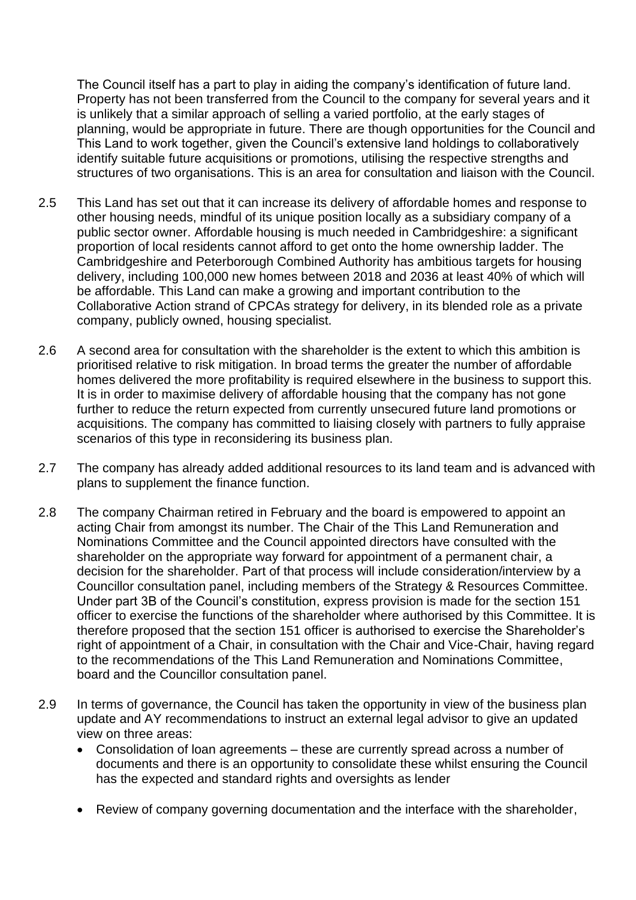The Council itself has a part to play in aiding the company's identification of future land. Property has not been transferred from the Council to the company for several years and it is unlikely that a similar approach of selling a varied portfolio, at the early stages of planning, would be appropriate in future. There are though opportunities for the Council and This Land to work together, given the Council's extensive land holdings to collaboratively identify suitable future acquisitions or promotions, utilising the respective strengths and structures of two organisations. This is an area for consultation and liaison with the Council.

2.5 This Land has set out that it can increase its delivery of affordable homes and response to other housing needs, mindful of its unique position locally as a subsidiary company of a public sector owner. Affordable housing is much needed in Cambridgeshire: a significant proportion of local residents cannot afford to get onto the home ownership ladder. The Cambridgeshire and Peterborough Combined Authority has ambitious targets for housing delivery, including 100,000 new homes between 2018 and 2036 at least 40% of which will be affordable. This Land can make a growing and important contribution to the Collaborative Action strand of CPCAs strategy for delivery, in its blended role as a private company, publicly owned, housing specialist.

2.6 A second area for consultation with the shareholder is the extent to which this ambition is prioritised relative to risk mitigation. In broad terms the greater the number of affordable homes delivered the more profitability is required elsewhere in the business to support this. It is in order to maximise delivery of affordable housing that the company has not gone further to reduce the return expected from currently unsecured future land promotions or acquisitions. The company has committed to liaising closely with partners to fully appraise scenarios of this type in reconsidering its business plan.

2.7 The company has already added additional resources to its land team and is advanced with plans to supplement the finance function.

2.8 The company Chairman retired in February and the board is empowered to appoint an acting Chair from amongst its number. The Chair of the This Land Remuneration and Nominations Committee and the Council appointed directors have consulted with the shareholder on the appropriate way forward for appointment of a permanent chair, a decision for the shareholder. Part of that process will include consideration/interview by a Councillor consultation panel, including members of the Strategy & Resources Committee. Under part 3B of the Council's constitution, express provision is made for the section 151 officer to exercise the functions of the shareholder where authorised by this Committee. It is therefore proposed that the section 151 officer is authorised to exercise the Shareholder's right of appointment of a Chair, in consultation with the Chair and Vice-Chair, having regard to the recommendations of the This Land Remuneration and Nominations Committee, board and the Councillor consultation panel.

2.9 In terms of governance, the Council has taken the opportunity in view of the business plan update and AY recommendations to instruct an external legal advisor to give an updated view on three areas:

- Consolidation of loan agreements – these are currently spread across a number of documents and there is an opportunity to consolidate these whilst ensuring the Council has the expected and standard rights and oversights as lender
- Review of company governing documentation and the interface with the shareholder,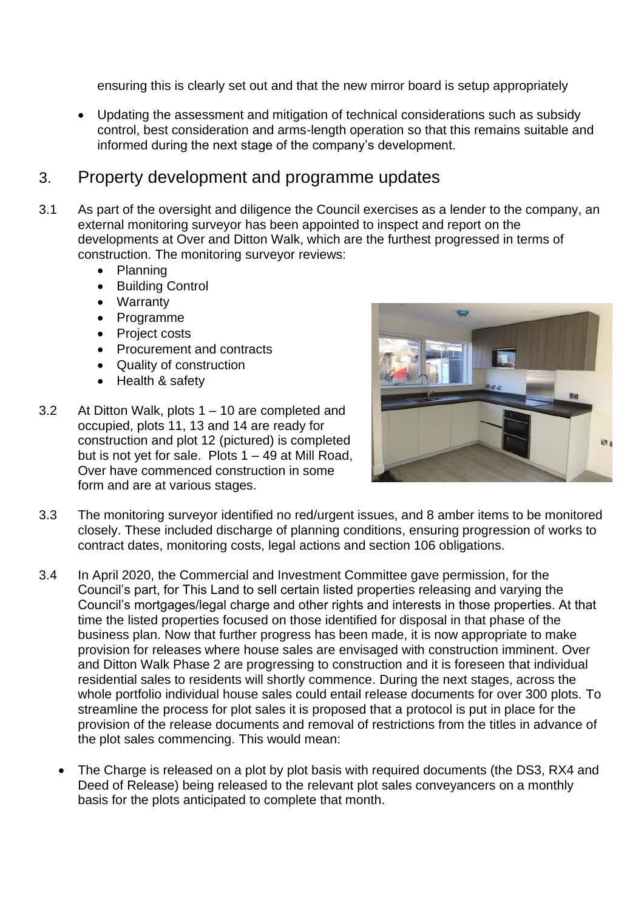ensuring this is clearly set out and that the new mirror board is setup appropriately

- Updating the assessment and mitigation of technical considerations such as subsidy control, best consideration and arms-length operation so that this remains suitable and informed during the next stage of the company's development.

## 3. Property development and programme updates

3.1 As part of the oversight and diligence the Council exercises as a lender to the company, an external monitoring surveyor has been appointed to inspect and report on the developments at Over and Ditton Walk, which are the furthest progressed in terms of construction. The monitoring surveyor reviews:

- Planning
- Building Control
- Warranty
- Programme
- Project costs
- Procurement and contracts
- Quality of construction
- Health & safety

3.2 At Ditton Walk, plots 1 – 10 are completed and occupied, plots 11, 13 and 14 are ready for construction and plot 12 (pictured) is completed but is not yet for sale. Plots 1 – 49 at Mill Road, Over have commenced construction in some form and are at various stages.

3.3 The monitoring surveyor identified no red/urgent issues, and 8 amber items to be monitored closely. These included discharge of planning conditions, ensuring progression of works to contract dates, monitoring costs, legal actions and section 106 obligations.

3.4 In April 2020, the Commercial and Investment Committee gave permission, for the Council's part, for This Land to sell certain listed properties releasing and varying the Council's mortgages/legal charge and other rights and interests in those properties. At that time the listed properties focused on those identified for disposal in that phase of the business plan. Now that further progress has been made, it is now appropriate to make provision for releases where house sales are envisaged with construction imminent. Over and Ditton Walk Phase 2 are progressing to construction and it is foreseen that individual residential sales to residents will shortly commence. During the next stages, across the whole portfolio individual house sales could entail release documents for over 300 plots. To streamline the process for plot sales it is proposed that a protocol is put in place for the provision of the release documents and removal of restrictions from the titles in advance of the plot sales commencing. This would mean:

- The Charge is released on a plot by plot basis with required documents (the DS3, RX4 and Deed of Release) being released to the relevant plot sales conveyancers on a monthly basis for the plots anticipated to complete that month.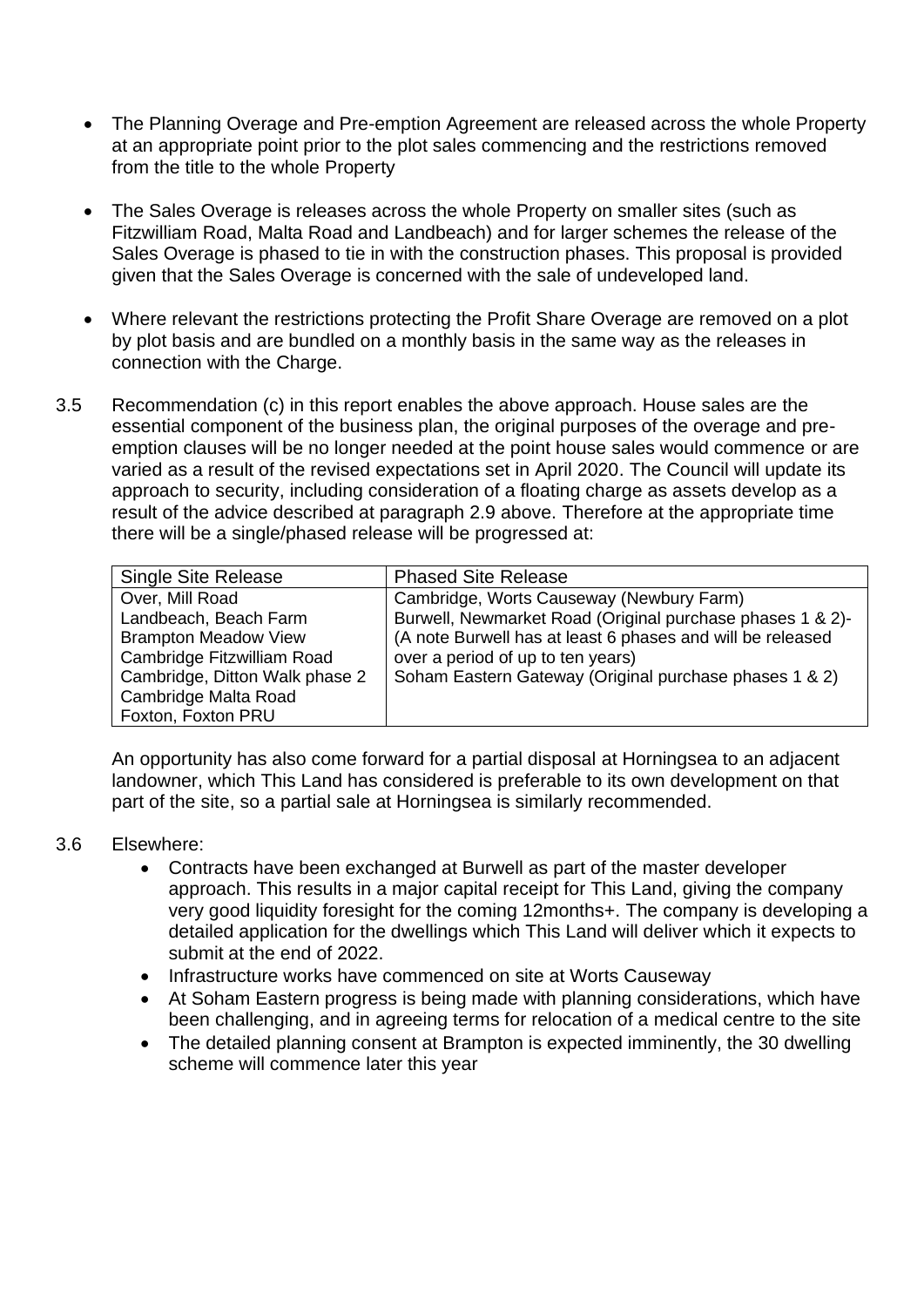- The Planning Overage and Pre-emption Agreement are released across the whole Property at an appropriate point prior to the plot sales commencing and the restrictions removed from the title to the whole Property

- The Sales Overage is releases across the whole Property on smaller sites (such as Fitzwilliam Road, Malta Road and Landbeach) and for larger schemes the release of the Sales Overage is phased to tie in with the construction phases. This proposal is provided given that the Sales Overage is concerned with the sale of undeveloped land.

- Where relevant the restrictions protecting the Profit Share Overage are removed on a plot by plot basis and are bundled on a monthly basis in the same way as the releases in connection with the Charge.

3.5 Recommendation (c) in this report enables the above approach. House sales are the essential component of the business plan, the original purposes of the overage and pre-emption clauses will be no longer needed at the point house sales would commence or are varied as a result of the revised expectations set in April 2020. The Council will update its approach to security, including consideration of a floating charge as assets develop as a result of the advice described at paragraph 2.9 above. Therefore at the appropriate time there will be a single/phased release will be progressed at:

| Single Site Release | Phased Site Release |
|---|---|
| Over, Mill Road<br>Landbeach, Beach Farm<br>Brampton Meadow View<br>Cambridge Fitzwilliam Road<br>Cambridge, Ditton Walk phase 2<br>Cambridge Malta Road<br>Foxton, Foxton PRU | Cambridge, Worts Causeway (Newbury Farm)<br>Burwell, Newmarket Road (Original purchase phases 1 & 2)-(A note Burwell has at least 6 phases and will be released over a period of up to ten years)<br>Soham Eastern Gateway (Original purchase phases 1 & 2) |

An opportunity has also come forward for a partial disposal at Horningsea to an adjacent landowner, which This Land has considered is preferable to its own development on that part of the site, so a partial sale at Horningsea is similarly recommended.

3.6 Elsewhere:

- Contracts have been exchanged at Burwell as part of the master developer approach. This results in a major capital receipt for This Land, giving the company very good liquidity foresight for the coming 12months+. The company is developing a detailed application for the dwellings which This Land will deliver which it expects to submit at the end of 2022.
- Infrastructure works have commenced on site at Worts Causeway
- At Soham Eastern progress is being made with planning considerations, which have been challenging, and in agreeing terms for relocation of a medical centre to the site
- The detailed planning consent at Brampton is expected imminently, the 30 dwelling scheme will commence later this year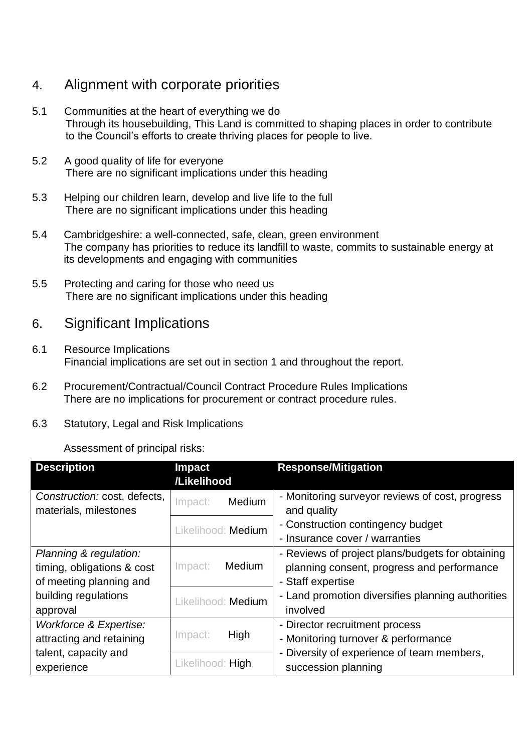## 4. Alignment with corporate priorities

5.1 Communities at the heart of everything we do

Through its housebuilding, This Land is committed to shaping places in order to contribute to the Council's efforts to create thriving places for people to live.

5.2 A good quality of life for everyone

There are no significant implications under this heading

5.3 Helping our children learn, develop and live life to the full

There are no significant implications under this heading

5.4 Cambridgeshire: a well-connected, safe, clean, green environment

The company has priorities to reduce its landfill to waste, commits to sustainable energy at its developments and engaging with communities

5.5 Protecting and caring for those who need us

There are no significant implications under this heading

## 6. Significant Implications

6.1 Resource Implications

Financial implications are set out in section 1 and throughout the report.

6.2 Procurement/Contractual/Council Contract Procedure Rules Implications

There are no implications for procurement or contract procedure rules.

6.3 Statutory, Legal and Risk Implications

Assessment of principal risks:

| Description | Impact /Likelihood | Response/Mitigation |
|---|---|---|
| *Construction:* cost, defects, materials, milestones | Impact: Medium<br>Likelihood: Medium | - Monitoring surveyor reviews of cost, progress and quality<br>- Construction contingency budget<br>- Insurance cover / warranties |
| *Planning & regulation:* timing, obligations & cost of meeting planning and building regulations approval | Impact: Medium<br>Likelihood: Medium | - Reviews of project plans/budgets for obtaining planning consent, progress and performance<br>- Staff expertise<br>- Land promotion diversifies planning authorities involved |
| *Workforce & Expertise:* attracting and retaining talent, capacity and experience | Impact: High<br>Likelihood: High | - Director recruitment process<br>- Monitoring turnover & performance<br>- Diversity of experience of team members, succession planning |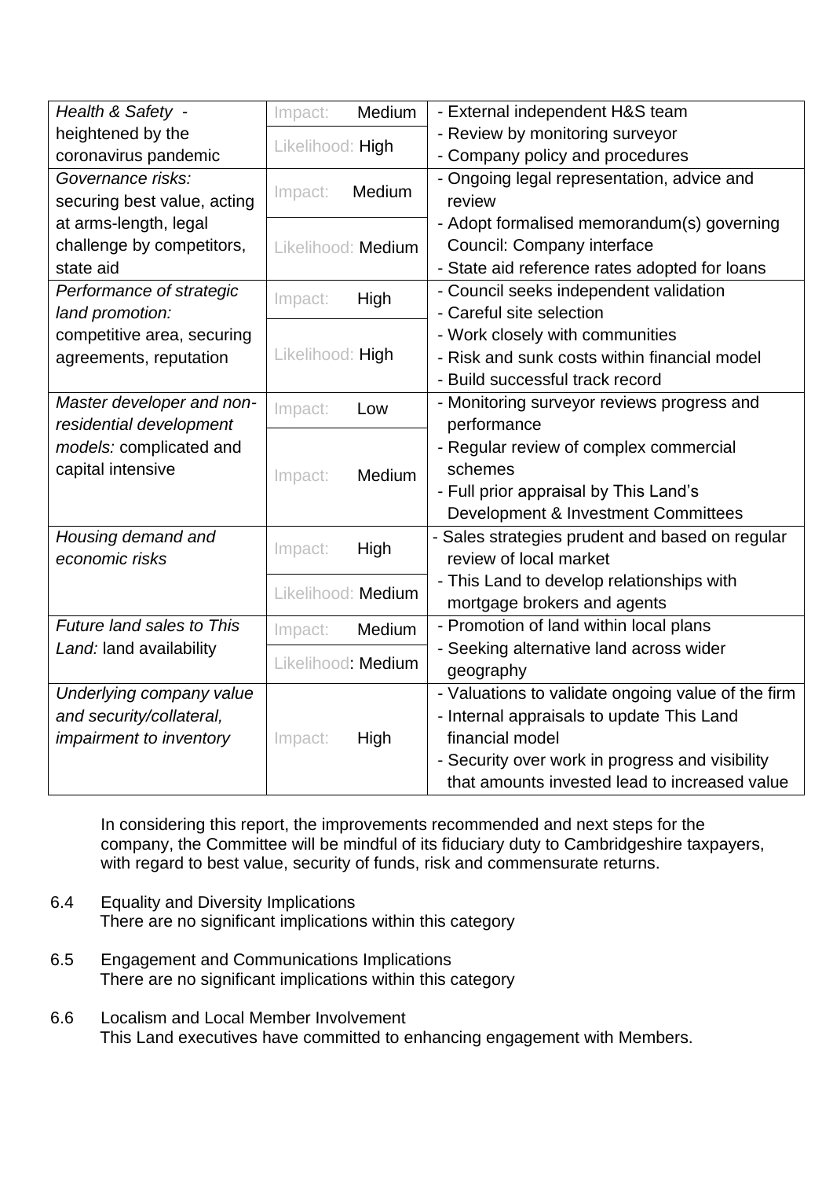| *Health & Safety* - heightened by the coronavirus pandemic | Impact: Medium<br>Likelihood: High | - External independent H&S team<br>- Review by monitoring surveyor<br>- Company policy and procedures |
|---|---|---|
| *Governance risks:* securing best value, acting at arms-length, legal challenge by competitors, state aid | Impact: Medium<br>Likelihood: Medium | - Ongoing legal representation, advice and review<br>- Adopt formalised memorandum(s) governing Council: Company interface<br>- State aid reference rates adopted for loans |
| *Performance of strategic land promotion:* competitive area, securing agreements, reputation | Impact: High<br>Likelihood: High | - Council seeks independent validation<br>- Careful site selection<br>- Work closely with communities<br>- Risk and sunk costs within financial model<br>- Build successful track record |
| *Master developer and non-residential development models:* complicated and capital intensive | Impact: Low<br>Impact: Medium | - Monitoring surveyor reviews progress and performance<br>- Regular review of complex commercial schemes<br>- Full prior appraisal by This Land's Development & Investment Committees |
| *Housing demand and economic risks* | Impact: High<br>Likelihood: Medium | - Sales strategies prudent and based on regular review of local market<br>- This Land to develop relationships with mortgage brokers and agents |
| *Future land sales to This Land:* land availability | Impact: Medium<br>Likelihood: Medium | - Promotion of land within local plans<br>- Seeking alternative land across wider geography |
| *Underlying company value and security/collateral, impairment to inventory* | Impact: High | - Valuations to validate ongoing value of the firm<br>- Internal appraisals to update This Land financial model<br>- Security over work in progress and visibility that amounts invested lead to increased value |

In considering this report, the improvements recommended and next steps for the company, the Committee will be mindful of its fiduciary duty to Cambridgeshire taxpayers, with regard to best value, security of funds, risk and commensurate returns.

6.4 Equality and Diversity Implications

There are no significant implications within this category

6.5 Engagement and Communications Implications

There are no significant implications within this category

6.6 Localism and Local Member Involvement

This Land executives have committed to enhancing engagement with Members.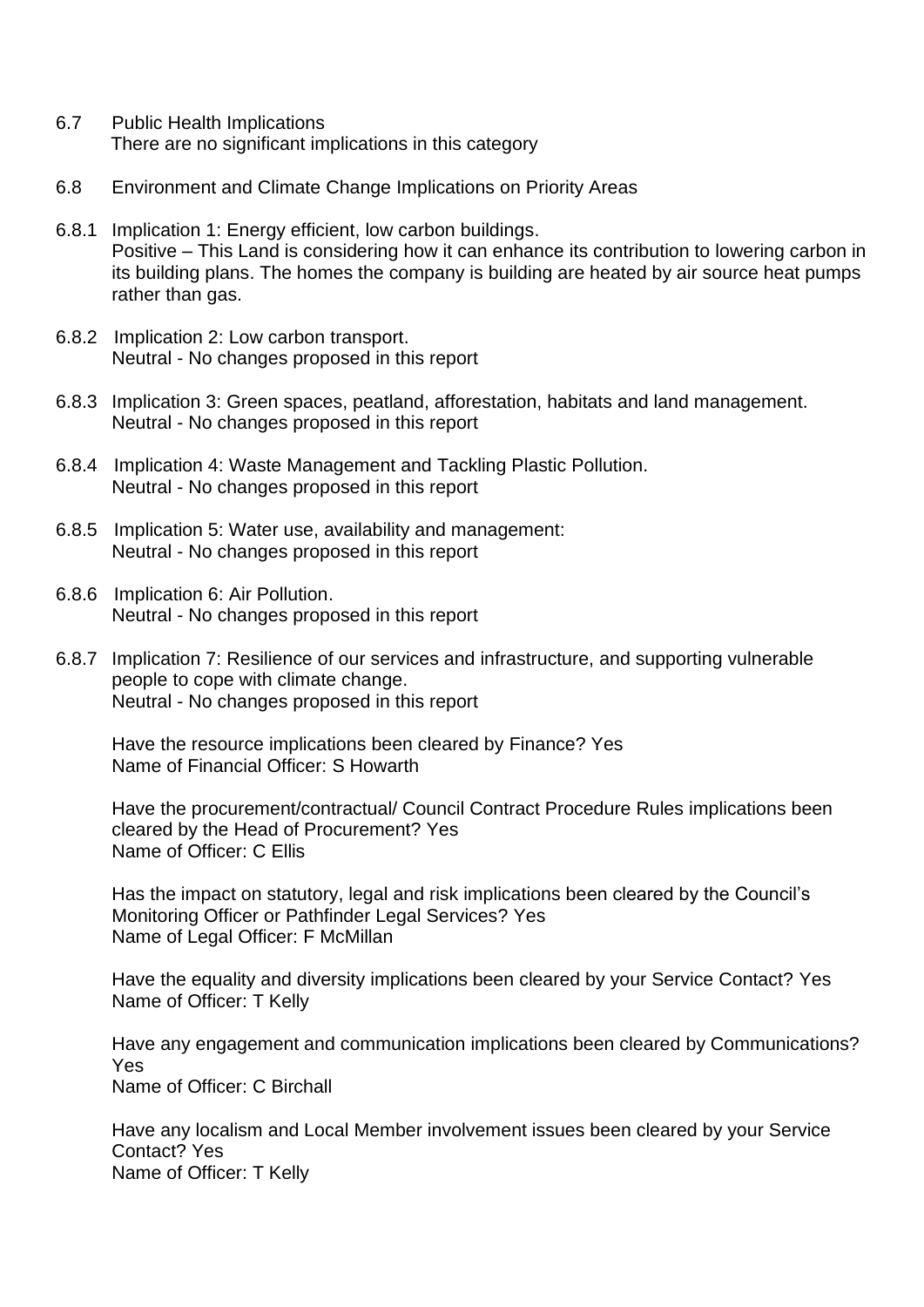6.7 Public Health Implications

There are no significant implications in this category

6.8 Environment and Climate Change Implications on Priority Areas

6.8.1 Implication 1: Energy efficient, low carbon buildings.
Positive – This Land is considering how it can enhance its contribution to lowering carbon in its building plans. The homes the company is building are heated by air source heat pumps rather than gas.

6.8.2 Implication 2: Low carbon transport.
Neutral - No changes proposed in this report

6.8.3 Implication 3: Green spaces, peatland, afforestation, habitats and land management.
Neutral - No changes proposed in this report

6.8.4 Implication 4: Waste Management and Tackling Plastic Pollution.
Neutral - No changes proposed in this report

6.8.5 Implication 5: Water use, availability and management:
Neutral - No changes proposed in this report

6.8.6 Implication 6: Air Pollution.
Neutral - No changes proposed in this report

6.8.7 Implication 7: Resilience of our services and infrastructure, and supporting vulnerable people to cope with climate change.
Neutral - No changes proposed in this report

Have the resource implications been cleared by Finance? Yes
Name of Financial Officer: S Howarth

Have the procurement/contractual/ Council Contract Procedure Rules implications been cleared by the Head of Procurement? Yes
Name of Officer: C Ellis

Has the impact on statutory, legal and risk implications been cleared by the Council's Monitoring Officer or Pathfinder Legal Services? Yes
Name of Legal Officer: F McMillan

Have the equality and diversity implications been cleared by your Service Contact? Yes
Name of Officer: T Kelly

Have any engagement and communication implications been cleared by Communications? Yes
Name of Officer: C Birchall

Have any localism and Local Member involvement issues been cleared by your Service Contact? Yes
Name of Officer: T Kelly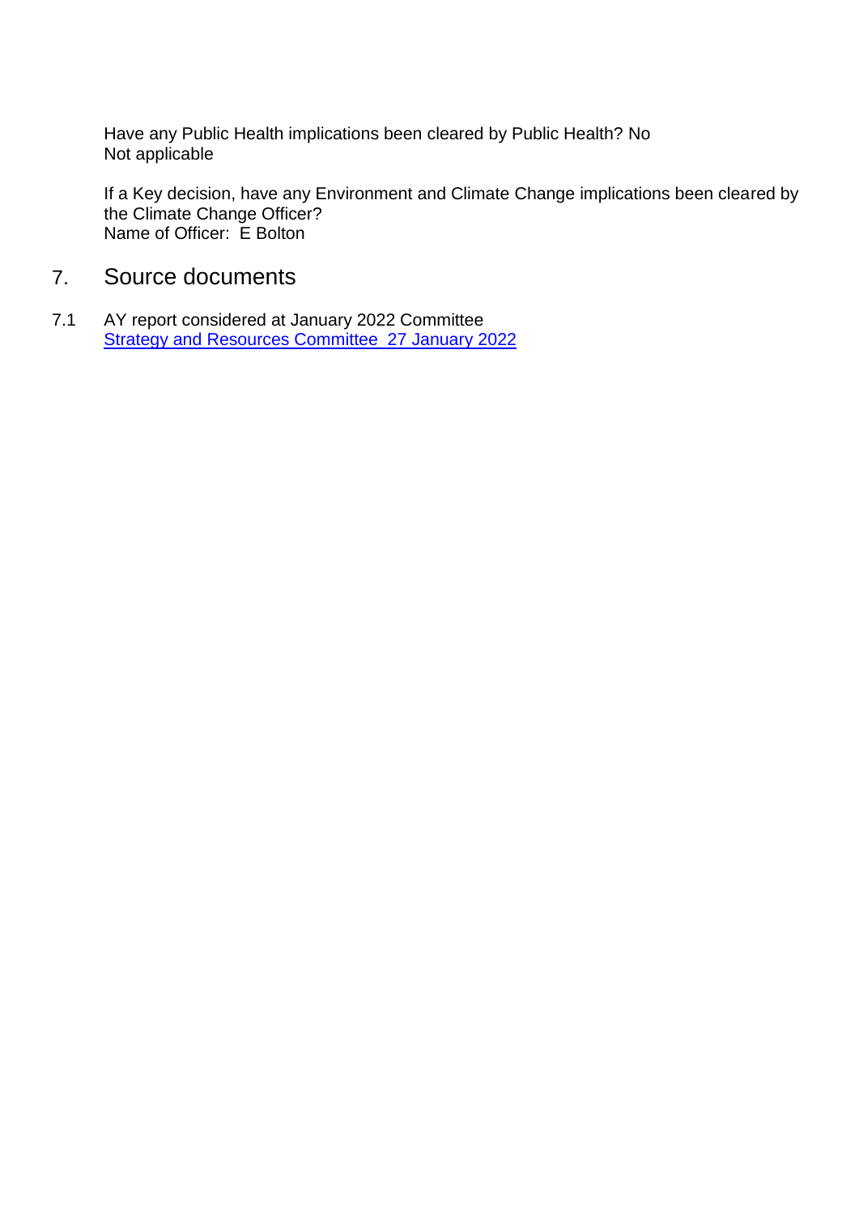Have any Public Health implications been cleared by Public Health? No
Not applicable

If a Key decision, have any Environment and Climate Change implications been cleared by the Climate Change Officer?
Name of Officer: E Bolton

## 7. Source documents

7.1 AY report considered at January 2022 Committee
[Strategy and Resources Committee 27 January 2022]